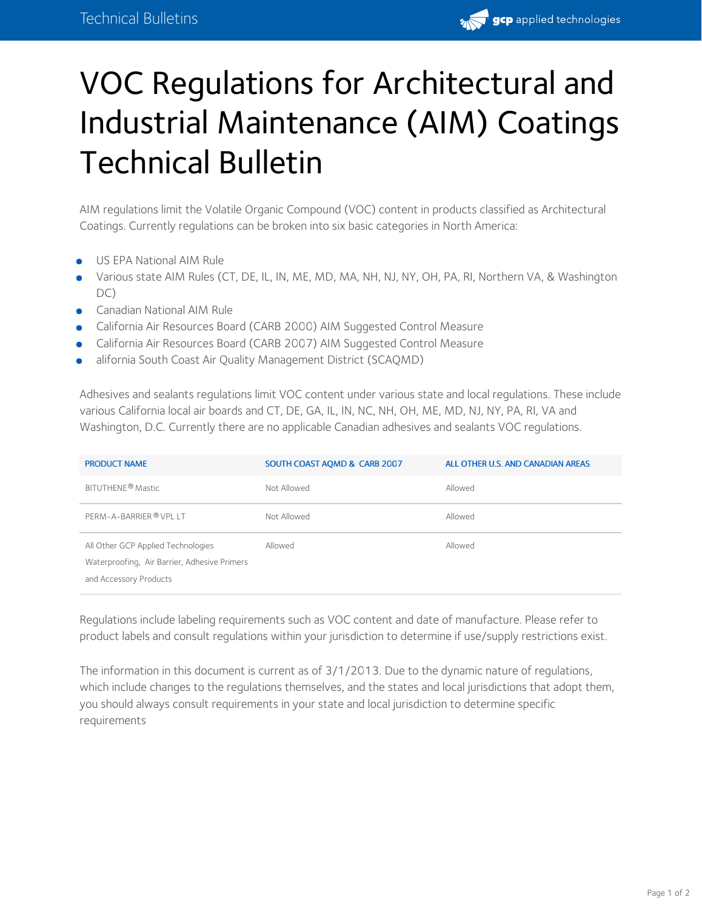# VOC Regulations for Architectural and Industrial Maintenance (AIM) Coatings Technical Bulletin

AIM regulations limit the Volatile Organic Compound (VOC) content in products classified as Architectural Coatings. Currently regulations can be broken into six basic categories in North America:

- US EPA National AIM Rule
- Various state AIM Rules (CT, DE, IL, IN, ME, MD, MA, NH, NJ, NY, OH, PA, RI, Northern VA, & Washington DC)
- Canadian National AIM Rule
- California Air Resources Board (CARB 2000) AIM Suggested Control Measure
- California Air Resources Board (CARB 2007) AIM Suggested Control Measure
- alifornia South Coast Air Quality Management District (SCAQMD)

Adhesives and sealants regulations limit VOC content under various state and local regulations. These include various California local air boards and CT, DE, GA, IL, IN, NC, NH, OH, ME, MD, NJ, NY, PA, RI, VA and Washington, D.C. Currently there are no applicable Canadian adhesives and sealants VOC regulations.

| PRODUCT NAME | SOUTH COAST AQMD & CARB 2007 | ALL OTHER U.S. AND CANADIAN AREAS |
|---|---|---|
| BITUTHENE® Mastic | Not Allowed | Allowed |
| PERM-A-BARRIER® VPL LT | Not Allowed | Allowed |
| All Other GCP Applied Technologies Waterproofing, Air Barrier, Adhesive Primers and Accessory Products | Allowed | Allowed |

Regulations include labeling requirements such as VOC content and date of manufacture. Please refer to product labels and consult regulations within your jurisdiction to determine if use/supply restrictions exist.

The information in this document is current as of 3/1/2013. Due to the dynamic nature of regulations, which include changes to the regulations themselves, and the states and local jurisdictions that adopt them, you should always consult requirements in your state and local jurisdiction to determine specific requirements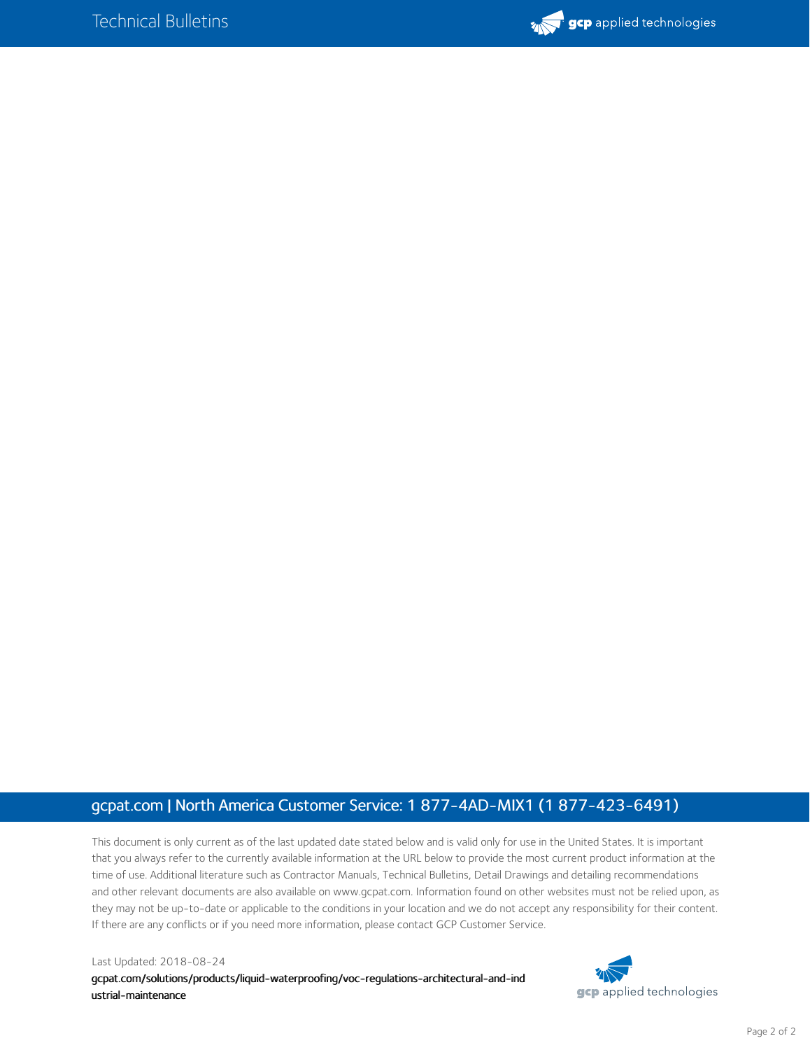gcpat.com | North America Customer Service: 1 877-4AD-MIX1 (1 877-423-6491)

This document is only current as of the last updated date stated below and is valid only for use in the United States. It is important that you always refer to the currently available information at the URL below to provide the most current product information at the time of use. Additional literature such as Contractor Manuals, Technical Bulletins, Detail Drawings and detailing recommendations and other relevant documents are also available on www.gcpat.com. Information found on other websites must not be relied upon, as they may not be up-to-date or applicable to the conditions in your location and we do not accept any responsibility for their content. If there are any conflicts or if you need more information, please contact GCP Customer Service.

Last Updated: 2018-08-24

gcpat.com/solutions/products/liquid-waterproofing/voc-regulations-architectural-and-industrial-maintenance